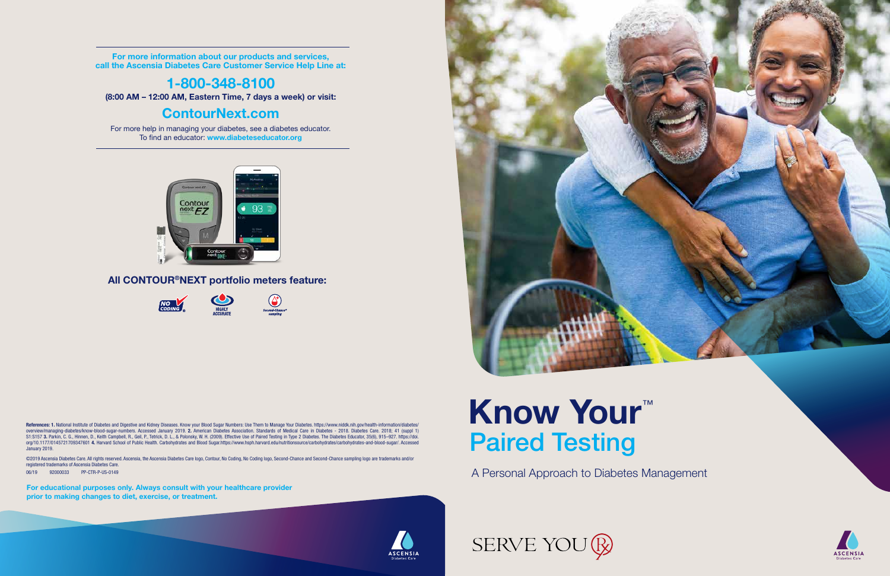**For more information about our products and services, call the Ascensia Diabetes Care Customer Service Help Line at:**

## 1-800-348-8100

**(8:00 AM – 12:00 AM, Eastern Time, 7 days a week) or visit:**

## ContourNext.com

For more help in managing your diabetes, see a diabetes educator. To find an educator: **www.diabeteseducator.org**

### All CONTOUR®NEXT portfolio meters feature:

NO CODING® | HIGHLY ACCURATE | Second-Chance® sampling

**References: 1.** National Institute of Diabetes and Digestive and Kidney Diseases. Know your Blood Sugar Numbers: Use Them to Manage Your Diabetes. https://www.niddk.nih.gov/health-information/diabetes/overview/managing-diabetes/know-blood-sugar-numbers. Accessed January 2019. **2.** American Diabetes Association. Standards of Medical Care in Diabetes - 2018. Diabetes Care. 2018; 41 (suppl 1) S1:S157 **3.** Parkin, C. G., Hinnen, D., Keith Campbell, R., Geil, P., Tetrick, D. L., & Polonsky, W. H. (2009). Effective Use of Paired Testing in Type 2 Diabetes. The Diabetes Educator, 35(6), 915–927. https://doi.org/10.1177/0145721709347601 **4.** Harvard School of Public Health. Carbohydrates and Blood Sugar.https://www.hsph.harvard.edu/nutritionsource/carbohydrates/carbohydrates-and-blood-sugar/. Accessed January 2019.

©2019 Ascensia Diabetes Care. All rights reserved. Ascensia, the Ascensia Diabetes Care logo, Contour, No Coding, No Coding logo, Second-Chance and Second-Chance sampling logo are trademarks and/or registered trademarks of Ascensia Diabetes Care.

06/19 92000033 PP-CTR-P-US-0149

**For educational purposes only. Always consult with your healthcare provider prior to making changes to diet, exercise, or treatment.**

# Know Your™ Paired Testing

A Personal Approach to Diabetes Management

SERVE YOU Rx

ASCENSIA Diabetes Care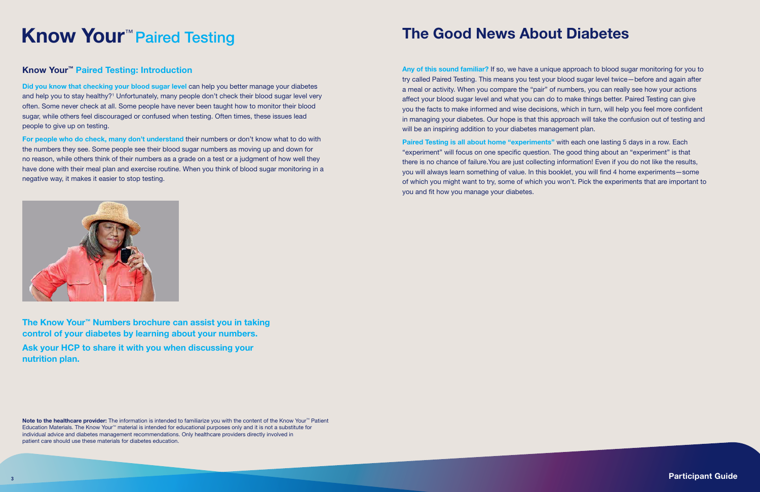# Know Your™ Paired Testing

## Know Your™ Paired Testing: Introduction

**Did you know that checking your blood sugar level** can help you better manage your diabetes and help you to stay healthy?[1] Unfortunately, many people don't check their blood sugar level very often. Some never check at all. Some people have never been taught how to monitor their blood sugar, while others feel discouraged or confused when testing. Often times, these issues lead people to give up on testing.

**For people who do check, many don't understand** their numbers or don't know what to do with the numbers they see. Some people see their blood sugar numbers as moving up and down for no reason, while others think of their numbers as a grade on a test or a judgment of how well they have done with their meal plan and exercise routine. When you think of blood sugar monitoring in a negative way, it makes it easier to stop testing.

**The Know Your™ Numbers brochure can assist you in taking control of your diabetes by learning about your numbers.**

**Ask your HCP to share it with you when discussing your nutrition plan.**

**Note to the healthcare provider:** The information is intended to familiarize you with the content of the Know Your™ Patient Education Materials. The Know Your™ material is intended for educational purposes only and it is not a substitute for individual advice and diabetes management recommendations. Only healthcare providers directly involved in patient care should use these materials for diabetes education.

# The Good News About Diabetes

**Any of this sound familiar?** If so, we have a unique approach to blood sugar monitoring for you to try called Paired Testing. This means you test your blood sugar level twice—before and again after a meal or activity. When you compare the "pair" of numbers, you can really see how your actions affect your blood sugar level and what you can do to make things better. Paired Testing can give you the facts to make informed and wise decisions, which in turn, will help you feel more confident in managing your diabetes. Our hope is that this approach will take the confusion out of testing and will be an inspiring addition to your diabetes management plan.

**Paired Testing is all about home "experiments"** with each one lasting 5 days in a row. Each "experiment" will focus on one specific question. The good thing about an "experiment" is that there is no chance of failure. You are just collecting information! Even if you do not like the results, you will always learn something of value. In this booklet, you will find 4 home experiments—some of which you might want to try, some of which you won't. Pick the experiments that are important to you and fit how you manage your diabetes.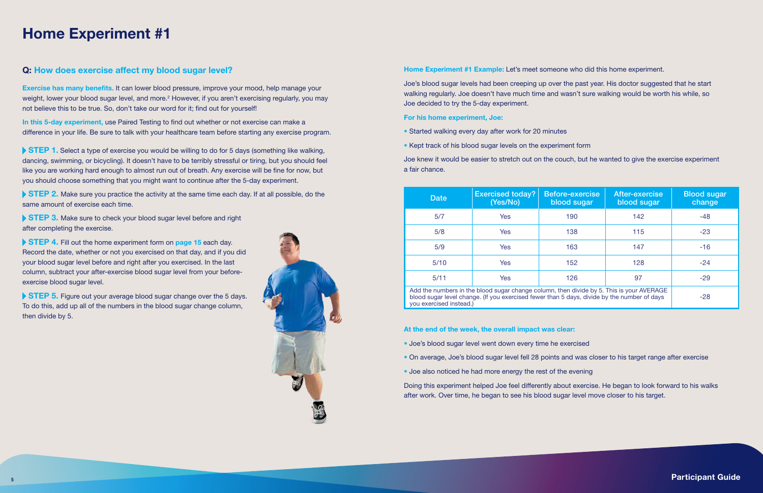# Home Experiment #1

## Q: How does exercise affect my blood sugar level?

**Exercise has many benefits.** It can lower blood pressure, improve your mood, help manage your weight, lower your blood sugar level, and more.[2] However, if you aren't exercising regularly, you may not believe this to be true. So, don't take our word for it; find out for yourself!

**In this 5-day experiment,** use Paired Testing to find out whether or not exercise can make a difference in your life. Be sure to talk with your healthcare team before starting any exercise program.

**STEP 1.** Select a type of exercise you would be willing to do for 5 days (something like walking, dancing, swimming, or bicycling). It doesn't have to be terribly stressful or tiring, but you should feel like you are working hard enough to almost run out of breath. Any exercise will be fine for now, but you should choose something that you might want to continue after the 5-day experiment.

**STEP 2.** Make sure you practice the activity at the same time each day. If at all possible, do the same amount of exercise each time.

**STEP 3.** Make sure to check your blood sugar level before and right after completing the exercise.

**STEP 4.** Fill out the home experiment form on page 15 each day. Record the date, whether or not you exercised on that day, and if you did your blood sugar level before and right after you exercised. In the last column, subtract your after-exercise blood sugar level from your before-exercise blood sugar level.

**STEP 5.** Figure out your average blood sugar change over the 5 days. To do this, add up all of the numbers in the blood sugar change column, then divide by 5.

**Home Experiment #1 Example:** Let's meet someone who did this home experiment.

Joe's blood sugar levels had been creeping up over the past year. His doctor suggested that he start walking regularly. Joe doesn't have much time and wasn't sure walking would be worth his while, so Joe decided to try the 5-day experiment.

**For his home experiment, Joe:**

- Started walking every day after work for 20 minutes
- Kept track of his blood sugar levels on the experiment form

Joe knew it would be easier to stretch out on the couch, but he wanted to give the exercise experiment a fair chance.

| Date | Exercised today? (Yes/No) | Before-exercise blood sugar | After-exercise blood sugar | Blood sugar change |
|---|---|---|---|---|
| 5/7 | Yes | 190 | 142 | -48 |
| 5/8 | Yes | 138 | 115 | -23 |
| 5/9 | Yes | 163 | 147 | -16 |
| 5/10 | Yes | 152 | 128 | -24 |
| 5/11 | Yes | 126 | 97 | -29 |
| Add the numbers in the blood sugar change column, then divide by 5. This is your AVERAGE blood sugar level change. (If you exercised fewer than 5 days, divide by the number of days you exercised instead.) | | | | -28 |

**At the end of the week, the overall impact was clear:**

- Joe's blood sugar level went down every time he exercised
- On average, Joe's blood sugar level fell 28 points and was closer to his target range after exercise
- Joe also noticed he had more energy the rest of the evening

Doing this experiment helped Joe feel differently about exercise. He began to look forward to his walks after work. Over time, he began to see his blood sugar level move closer to his target.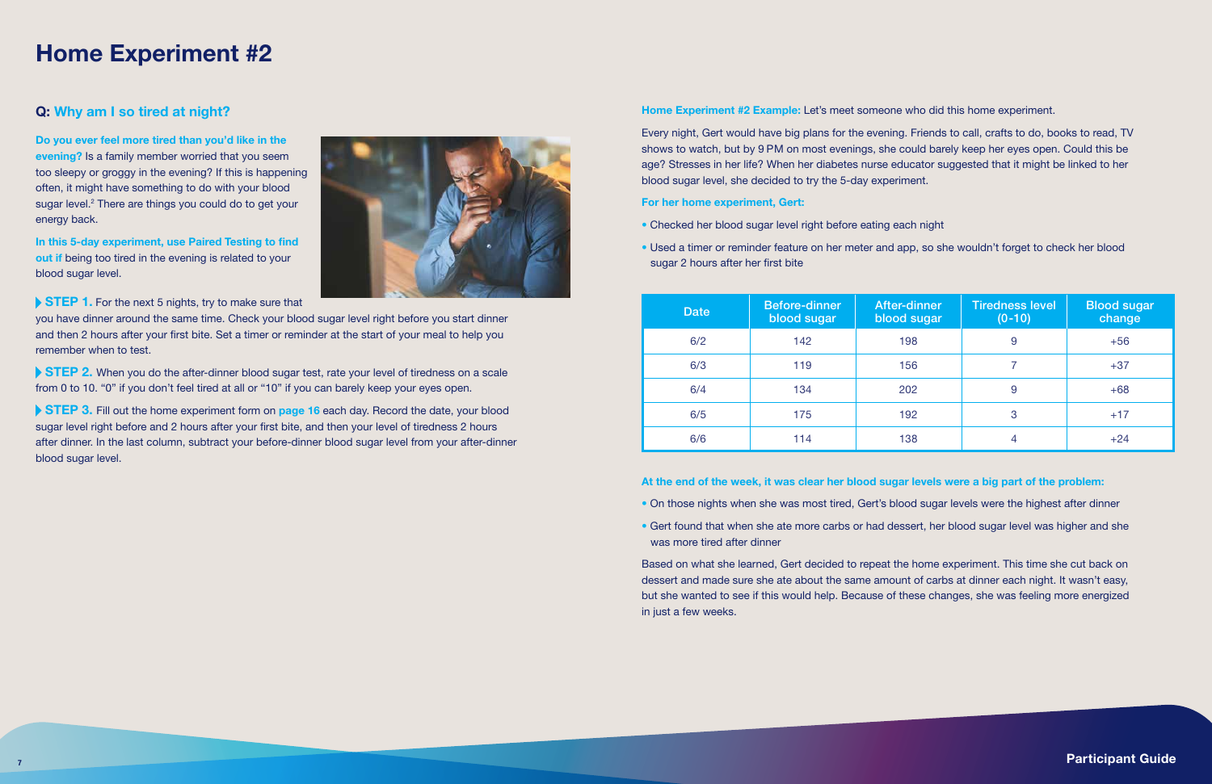# Home Experiment #2

## Q: Why am I so tired at night?

**Do you ever feel more tired than you'd like in the evening?** Is a family member worried that you seem too sleepy or groggy in the evening? If this is happening often, it might have something to do with your blood sugar level.[2] There are things you could do to get your energy back.

**In this 5-day experiment, use Paired Testing to find out if** being too tired in the evening is related to your blood sugar level.

**STEP 1.** For the next 5 nights, try to make sure that you have dinner around the same time. Check your blood sugar level right before you start dinner and then 2 hours after your first bite. Set a timer or reminder at the start of your meal to help you remember when to test.

**STEP 2.** When you do the after-dinner blood sugar test, rate your level of tiredness on a scale from 0 to 10. "0" if you don't feel tired at all or "10" if you can barely keep your eyes open.

**STEP 3.** Fill out the home experiment form on page 16 each day. Record the date, your blood sugar level right before and 2 hours after your first bite, and then your level of tiredness 2 hours after dinner. In the last column, subtract your before-dinner blood sugar level from your after-dinner blood sugar level.

**Home Experiment #2 Example:** Let's meet someone who did this home experiment.

Every night, Gert would have big plans for the evening. Friends to call, crafts to do, books to read, TV shows to watch, but by 9 PM on most evenings, she could barely keep her eyes open. Could this be age? Stresses in her life? When her diabetes nurse educator suggested that it might be linked to her blood sugar level, she decided to try the 5-day experiment.

**For her home experiment, Gert:**

- Checked her blood sugar level right before eating each night
- Used a timer or reminder feature on her meter and app, so she wouldn't forget to check her blood sugar 2 hours after her first bite

| Date | Before-dinner blood sugar | After-dinner blood sugar | Tiredness level (0-10) | Blood sugar change |
|---|---|---|---|---|
| 6/2 | 142 | 198 | 9 | +56 |
| 6/3 | 119 | 156 | 7 | +37 |
| 6/4 | 134 | 202 | 9 | +68 |
| 6/5 | 175 | 192 | 3 | +17 |
| 6/6 | 114 | 138 | 4 | +24 |

**At the end of the week, it was clear her blood sugar levels were a big part of the problem:**

- On those nights when she was most tired, Gert's blood sugar levels were the highest after dinner
- Gert found that when she ate more carbs or had dessert, her blood sugar level was higher and she was more tired after dinner

Based on what she learned, Gert decided to repeat the home experiment. This time she cut back on dessert and made sure she ate about the same amount of carbs at dinner each night. It wasn't easy, but she wanted to see if this would help. Because of these changes, she was feeling more energized in just a few weeks.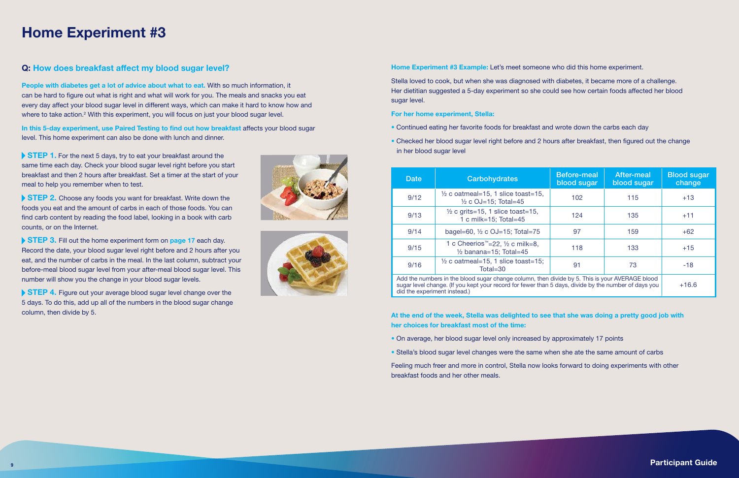# Home Experiment #3

## Q: How does breakfast affect my blood sugar level?

**People with diabetes get a lot of advice about what to eat.** With so much information, it can be hard to figure out what is right and what will work for you. The meals and snacks you eat every day affect your blood sugar level in different ways, which can make it hard to know how and where to take action.[2] With this experiment, you will focus on just your blood sugar level.

**In this 5-day experiment, use Paired Testing to find out how breakfast** affects your blood sugar level. This home experiment can also be done with lunch and dinner.

**STEP 1.** For the next 5 days, try to eat your breakfast around the same time each day. Check your blood sugar level right before you start breakfast and then 2 hours after breakfast. Set a timer at the start of your meal to help you remember when to test.

**STEP 2.** Choose any foods you want for breakfast. Write down the foods you eat and the amount of carbs in each of those foods. You can find carb content by reading the food label, looking in a book with carb counts, or on the Internet.

**STEP 3.** Fill out the home experiment form on page 17 each day. Record the date, your blood sugar level right before and 2 hours after you eat, and the number of carbs in the meal. In the last column, subtract your before-meal blood sugar level from your after-meal blood sugar level. This number will show you the change in your blood sugar levels.

**STEP 4.** Figure out your average blood sugar level change over the 5 days. To do this, add up all of the numbers in the blood sugar change column, then divide by 5.

**Home Experiment #3 Example:** Let's meet someone who did this home experiment.

Stella loved to cook, but when she was diagnosed with diabetes, it became more of a challenge. Her dietitian suggested a 5-day experiment so she could see how certain foods affected her blood sugar level.

**For her home experiment, Stella:**

- Continued eating her favorite foods for breakfast and wrote down the carbs each day
- Checked her blood sugar level right before and 2 hours after breakfast, then figured out the change in her blood sugar level

| Date | Carbohydrates | Before-meal blood sugar | After-meal blood sugar | Blood sugar change |
|---|---|---|---|---|
| 9/12 | ½ c oatmeal=15, 1 slice toast=15, ½ c OJ=15; Total=45 | 102 | 115 | +13 |
| 9/13 | ½ c grits=15, 1 slice toast=15, 1 c milk=15; Total=45 | 124 | 135 | +11 |
| 9/14 | bagel=60, ½ c OJ=15; Total=75 | 97 | 159 | +62 |
| 9/15 | 1 c Cheerios™=22, ½ c milk=8, ½ banana=15; Total=45 | 118 | 133 | +15 |
| 9/16 | ½ c oatmeal=15, 1 slice toast=15; Total=30 | 91 | 73 | -18 |
| Add the numbers in the blood sugar change column, then divide by 5. This is your AVERAGE blood sugar level change. (If you kept your record for fewer than 5 days, divide by the number of days you did the experiment instead.) | | | | +16.6 |

**At the end of the week, Stella was delighted to see that she was doing a pretty good job with her choices for breakfast most of the time:**

- On average, her blood sugar level only increased by approximately 17 points
- Stella's blood sugar level changes were the same when she ate the same amount of carbs

Feeling much freer and more in control, Stella now looks forward to doing experiments with other breakfast foods and her other meals.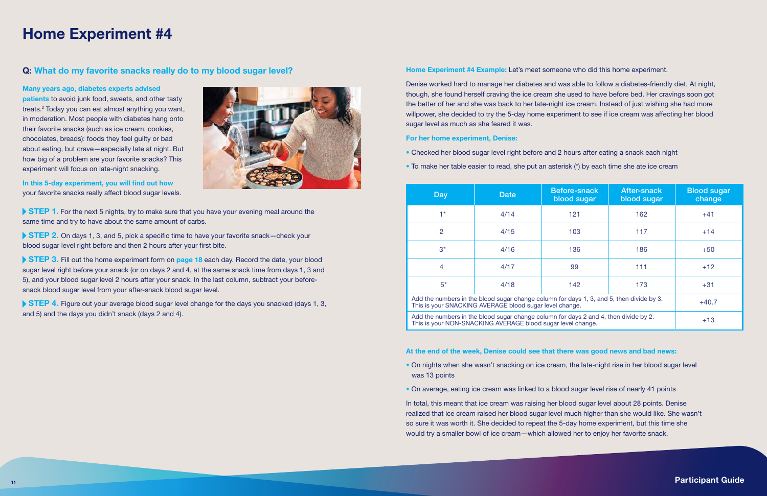# Home Experiment #4

## Q: What do my favorite snacks really do to my blood sugar level?

**Many years ago, diabetes experts advised patients** to avoid junk food, sweets, and other tasty treats.[2] Today you can eat almost anything you want, in moderation. Most people with diabetes hang onto their favorite snacks (such as ice cream, cookies, chocolates, breads): foods they feel guilty or bad about eating, but crave—especially late at night. But how big of a problem are your favorite snacks? This experiment will focus on late-night snacking.

**In this 5-day experiment, you will find out how** your favorite snacks really affect blood sugar levels.

**STEP 1.** For the next 5 nights, try to make sure that you have your evening meal around the same time and try to have about the same amount of carbs.

**STEP 2.** On days 1, 3, and 5, pick a specific time to have your favorite snack—check your blood sugar level right before and then 2 hours after your first bite.

**STEP 3.** Fill out the home experiment form on page 18 each day. Record the date, your blood sugar level right before your snack (or on days 2 and 4, at the same snack time from days 1, 3 and 5), and your blood sugar level 2 hours after your snack. In the last column, subtract your before-snack blood sugar level from your after-snack blood sugar level.

**STEP 4.** Figure out your average blood sugar level change for the days you snacked (days 1, 3, and 5) and the days you didn't snack (days 2 and 4).

**Home Experiment #4 Example:** Let's meet someone who did this home experiment.

Denise worked hard to manage her diabetes and was able to follow a diabetes-friendly diet. At night, though, she found herself craving the ice cream she used to have before bed. Her cravings soon got the better of her and she was back to her late-night ice cream. Instead of just wishing she had more willpower, she decided to try the 5-day home experiment to see if ice cream was affecting her blood sugar level as much as she feared it was.

**For her home experiment, Denise:**

- Checked her blood sugar level right before and 2 hours after eating a snack each night
- To make her table easier to read, she put an asterisk (*) by each time she ate ice cream

| Day | Date | Before-snack blood sugar | After-snack blood sugar | Blood sugar change |
|---|---|---|---|---|
| 1* | 4/14 | 121 | 162 | +41 |
| 2 | 4/15 | 103 | 117 | +14 |
| 3* | 4/16 | 136 | 186 | +50 |
| 4 | 4/17 | 99 | 111 | +12 |
| 5* | 4/18 | 142 | 173 | +31 |
| Add the numbers in the blood sugar change column for days 1, 3, and 5, then divide by 3. This is your SNACKING AVERAGE blood sugar level change. | | | | +40.7 |
| Add the numbers in the blood sugar change column for days 2 and 4, then divide by 2. This is your NON-SNACKING AVERAGE blood sugar level change. | | | | +13 |

**At the end of the week, Denise could see that there was good news and bad news:**

- On nights when she wasn't snacking on ice cream, the late-night rise in her blood sugar level was 13 points
- On average, eating ice cream was linked to a blood sugar level rise of nearly 41 points

In total, this meant that ice cream was raising her blood sugar level about 28 points. Denise realized that ice cream raised her blood sugar level much higher than she would like. She wasn't so sure it was worth it. She decided to repeat the 5-day home experiment, but this time she would try a smaller bowl of ice cream—which allowed her to enjoy her favorite snack.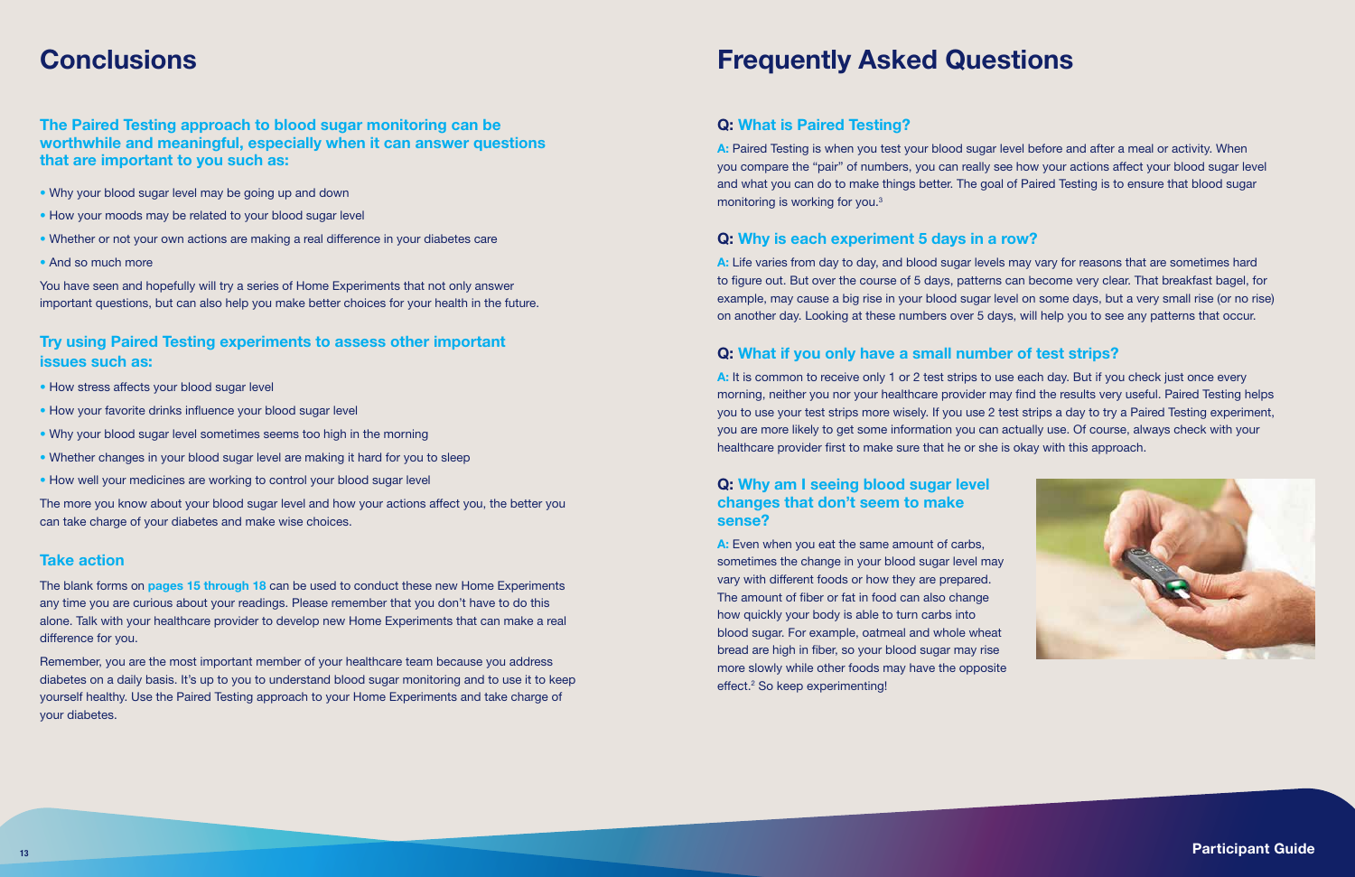# Conclusions

### The Paired Testing approach to blood sugar monitoring can be worthwhile and meaningful, especially when it can answer questions that are important to you such as:

- Why your blood sugar level may be going up and down
- How your moods may be related to your blood sugar level
- Whether or not your own actions are making a real difference in your diabetes care
- And so much more

You have seen and hopefully will try a series of Home Experiments that not only answer important questions, but can also help you make better choices for your health in the future.

### Try using Paired Testing experiments to assess other important issues such as:

- How stress affects your blood sugar level
- How your favorite drinks influence your blood sugar level
- Why your blood sugar level sometimes seems too high in the morning
- Whether changes in your blood sugar level are making it hard for you to sleep
- How well your medicines are working to control your blood sugar level

The more you know about your blood sugar level and how your actions affect you, the better you can take charge of your diabetes and make wise choices.

### Take action

The blank forms on **pages 15 through 18** can be used to conduct these new Home Experiments any time you are curious about your readings. Please remember that you don't have to do this alone. Talk with your healthcare provider to develop new Home Experiments that can make a real difference for you.

Remember, you are the most important member of your healthcare team because you address diabetes on a daily basis. It's up to you to understand blood sugar monitoring and to use it to keep yourself healthy. Use the Paired Testing approach to your Home Experiments and take charge of your diabetes.

# Frequently Asked Questions

### Q: What is Paired Testing?

**A:** Paired Testing is when you test your blood sugar level before and after a meal or activity. When you compare the "pair" of numbers, you can really see how your actions affect your blood sugar level and what you can do to make things better. The goal of Paired Testing is to ensure that blood sugar monitoring is working for you.[3]

### Q: Why is each experiment 5 days in a row?

**A:** Life varies from day to day, and blood sugar levels may vary for reasons that are sometimes hard to figure out. But over the course of 5 days, patterns can become very clear. That breakfast bagel, for example, may cause a big rise in your blood sugar level on some days, but a very small rise (or no rise) on another day. Looking at these numbers over 5 days, will help you to see any patterns that occur.

### Q: What if you only have a small number of test strips?

**A:** It is common to receive only 1 or 2 test strips to use each day. But if you check just once every morning, neither you nor your healthcare provider may find the results very useful. Paired Testing helps you to use your test strips more wisely. If you use 2 test strips a day to try a Paired Testing experiment, you are more likely to get some information you can actually use. Of course, always check with your healthcare provider first to make sure that he or she is okay with this approach.

### Q: Why am I seeing blood sugar level changes that don't seem to make sense?

**A:** Even when you eat the same amount of carbs, sometimes the change in your blood sugar level may vary with different foods or how they are prepared. The amount of fiber or fat in food can also change how quickly your body is able to turn carbs into blood sugar. For example, oatmeal and whole wheat bread are high in fiber, so your blood sugar may rise more slowly while other foods may have the opposite effect.[2] So keep experimenting!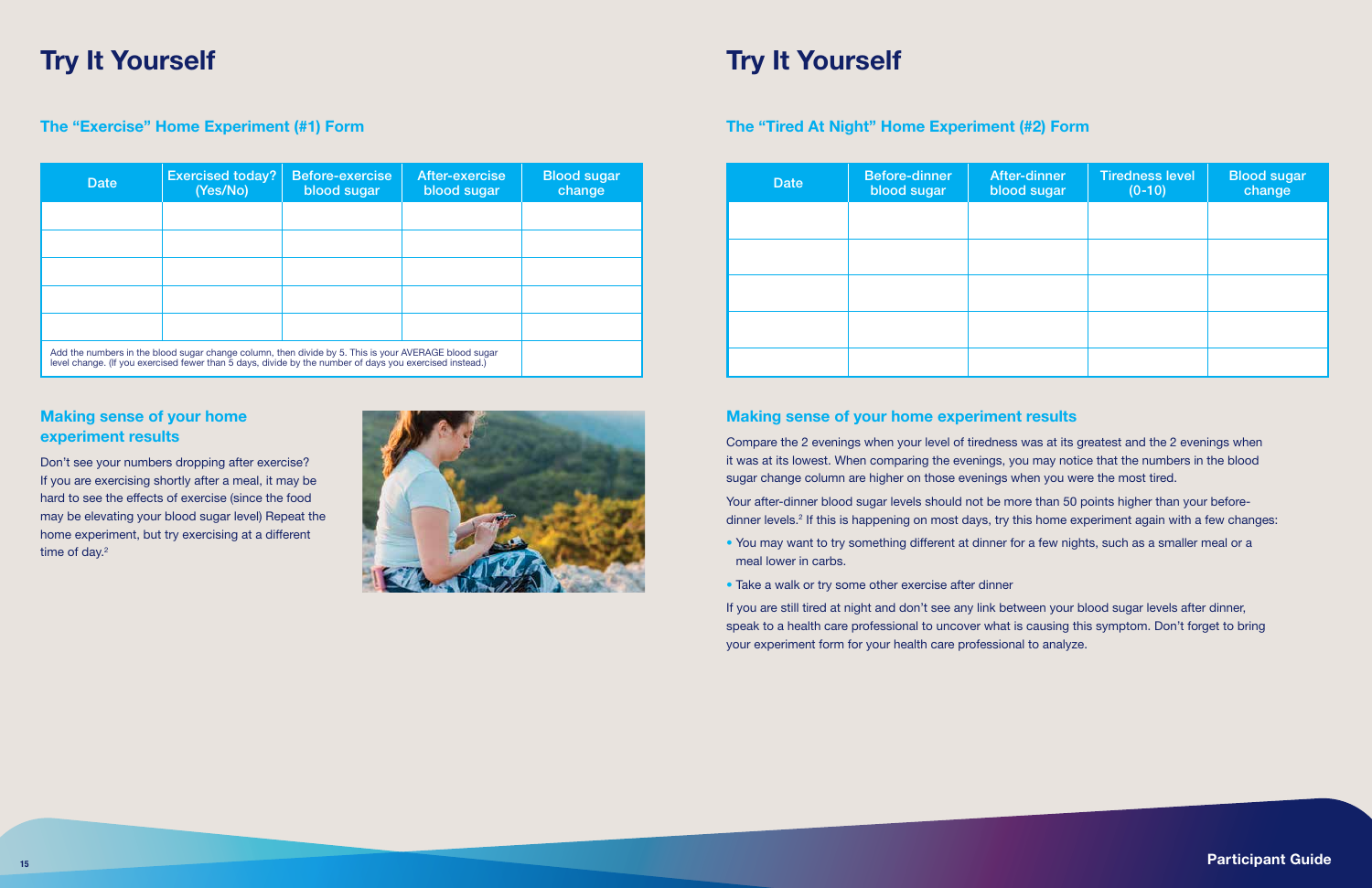# Try It Yourself

## The "Exercise" Home Experiment (#1) Form

| Date | Exercised today? (Yes/No) | Before-exercise blood sugar | After-exercise blood sugar | Blood sugar change |
|---|---|---|---|---|
| | | | | |
| | | | | |
| | | | | |
| | | | | |
| | | | | |
| Add the numbers in the blood sugar change column, then divide by 5. This is your AVERAGE blood sugar level change. (If you exercised fewer than 5 days, divide by the number of days you exercised instead.) | | | | |

### Making sense of your home experiment results

Don't see your numbers dropping after exercise? If you are exercising shortly after a meal, it may be hard to see the effects of exercise (since the food may be elevating your blood sugar level) Repeat the home experiment, but try exercising at a different time of day.[2]

# Try It Yourself

## The "Tired At Night" Home Experiment (#2) Form

| Date | Before-dinner blood sugar | After-dinner blood sugar | Tiredness level (0-10) | Blood sugar change |
|---|---|---|---|---|
| | | | | |
| | | | | |
| | | | | |
| | | | | |
| | | | | |

### Making sense of your home experiment results

Compare the 2 evenings when your level of tiredness was at its greatest and the 2 evenings when it was at its lowest. When comparing the evenings, you may notice that the numbers in the blood sugar change column are higher on those evenings when you were the most tired.

Your after-dinner blood sugar levels should not be more than 50 points higher than your before-dinner levels.[2] If this is happening on most days, try this home experiment again with a few changes:

- You may want to try something different at dinner for a few nights, such as a smaller meal or a meal lower in carbs.
- Take a walk or try some other exercise after dinner

If you are still tired at night and don't see any link between your blood sugar levels after dinner, speak to a health care professional to uncover what is causing this symptom. Don't forget to bring your experiment form for your health care professional to analyze.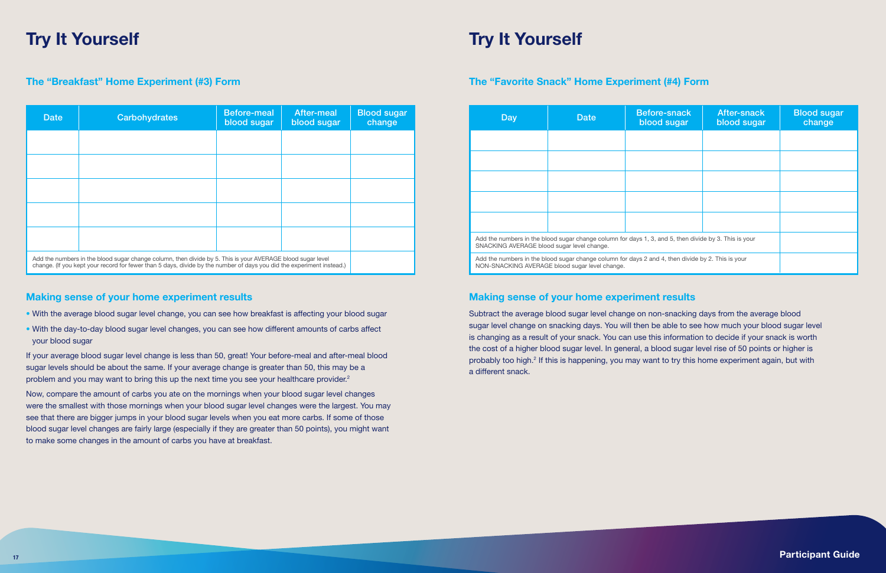# Try It Yourself

## The "Breakfast" Home Experiment (#3) Form

| Date | Carbohydrates | Before-meal blood sugar | After-meal blood sugar | Blood sugar change |
|---|---|---|---|---|
| | | | | |
| | | | | |
| | | | | |
| | | | | |
| | | | | |
| Add the numbers in the blood sugar change column, then divide by 5. This is your AVERAGE blood sugar level change. (If you kept your record for fewer than 5 days, divide by the number of days you did the experiment instead.) | | | | |

## Making sense of your home experiment results

- With the average blood sugar level change, you can see how breakfast is affecting your blood sugar
- With the day-to-day blood sugar level changes, you can see how different amounts of carbs affect your blood sugar

If your average blood sugar level change is less than 50, great! Your before-meal and after-meal blood sugar levels should be about the same. If your average change is greater than 50, this may be a problem and you may want to bring this up the next time you see your healthcare provider.[2]

Now, compare the amount of carbs you ate on the mornings when your blood sugar level changes were the smallest with those mornings when your blood sugar level changes were the largest. You may see that there are bigger jumps in your blood sugar levels when you eat more carbs. If some of those blood sugar level changes are fairly large (especially if they are greater than 50 points), you might want to make some changes in the amount of carbs you have at breakfast.

# Try It Yourself

## The "Favorite Snack" Home Experiment (#4) Form

| Day | Date | Before-snack blood sugar | After-snack blood sugar | Blood sugar change |
|---|---|---|---|---|
| | | | | |
| | | | | |
| | | | | |
| | | | | |
| | | | | |
| Add the numbers in the blood sugar change column for days 1, 3, and 5, then divide by 3. This is your SNACKING AVERAGE blood sugar level change. | | | | |
| Add the numbers in the blood sugar change column for days 2 and 4, then divide by 2. This is your NON-SNACKING AVERAGE blood sugar level change. | | | | |

## Making sense of your home experiment results

Subtract the average blood sugar level change on non-snacking days from the average blood sugar level change on snacking days. You will then be able to see how much your blood sugar level is changing as a result of your snack. You can use this information to decide if your snack is worth the cost of a higher blood sugar level. In general, a blood sugar level rise of 50 points or higher is probably too high.[2] If this is happening, you may want to try this home experiment again, but with a different snack.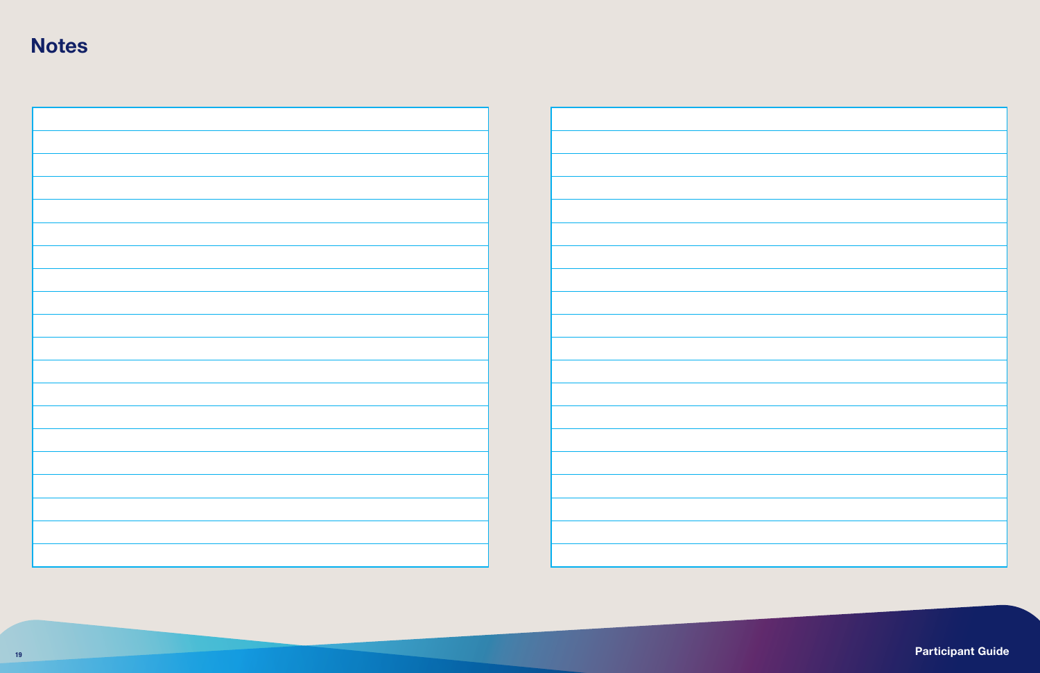# Notes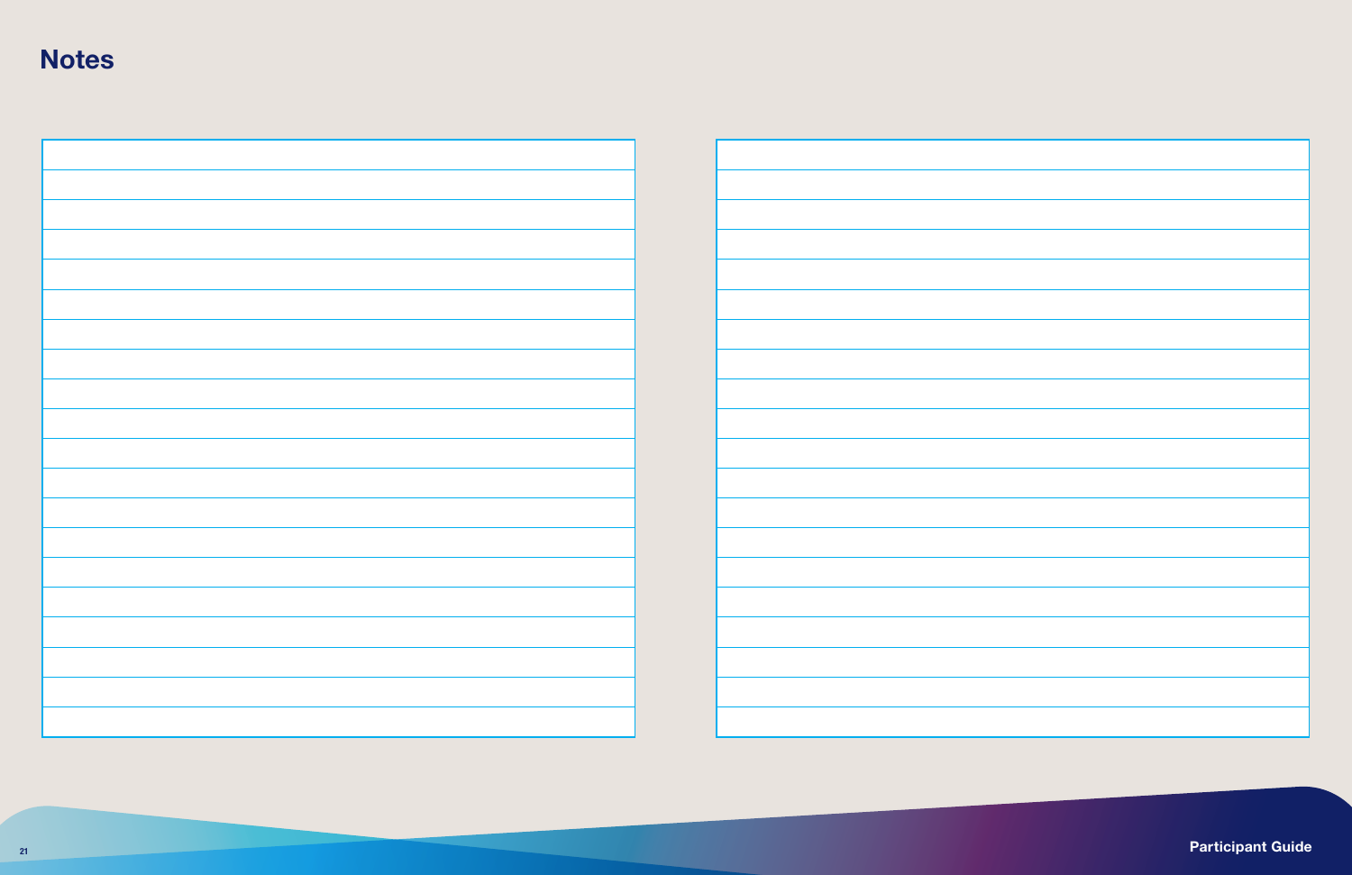# Notes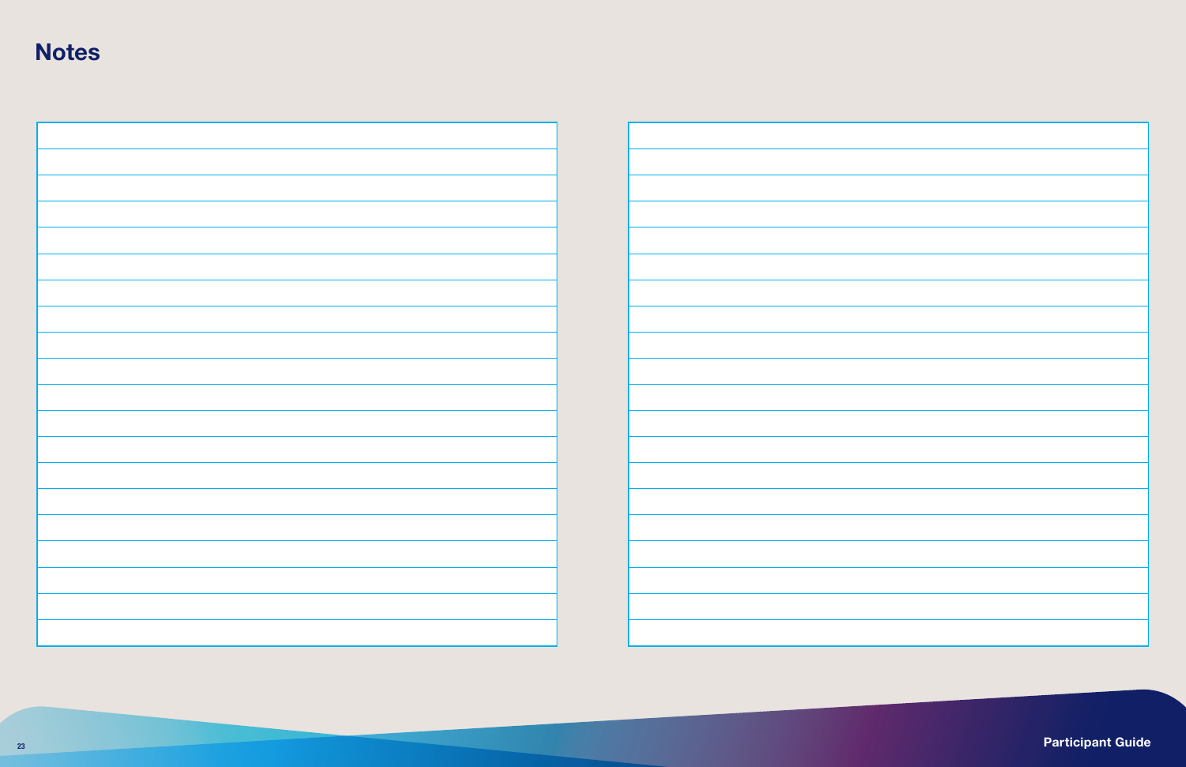# Notes